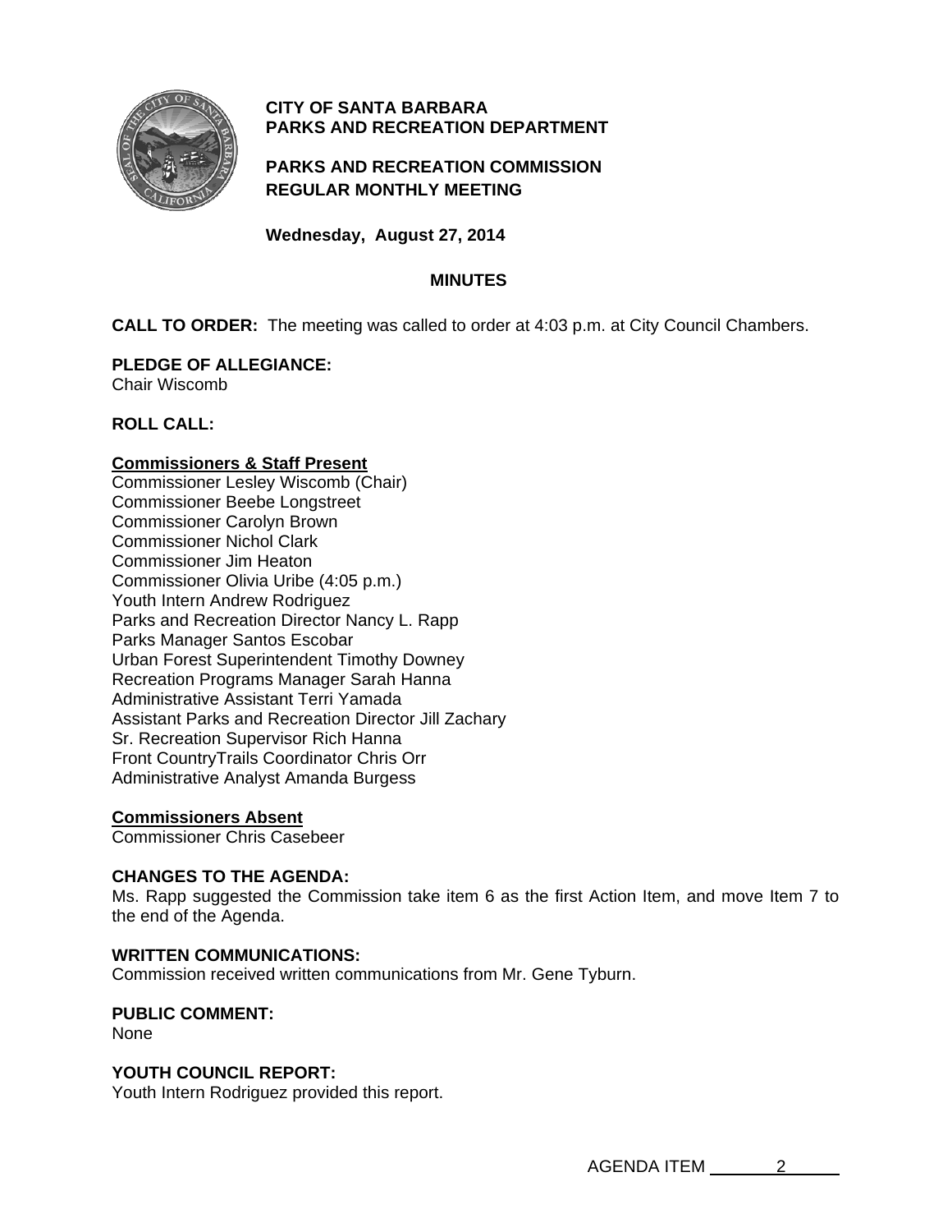**CITY OF SANTA BARBARA**
**PARKS AND RECREATION DEPARTMENT**

**PARKS AND RECREATION COMMISSION**
**REGULAR MONTHLY MEETING**

**Wednesday, August 27, 2014**

# MINUTES

**CALL TO ORDER:** The meeting was called to order at 4:03 p.m. at City Council Chambers.

**PLEDGE OF ALLEGIANCE:**
Chair Wiscomb

**ROLL CALL:**

**Commissioners & Staff Present**
Commissioner Lesley Wiscomb (Chair)
Commissioner Beebe Longstreet
Commissioner Carolyn Brown
Commissioner Nichol Clark
Commissioner Jim Heaton
Commissioner Olivia Uribe (4:05 p.m.)
Youth Intern Andrew Rodriguez
Parks and Recreation Director Nancy L. Rapp
Parks Manager Santos Escobar
Urban Forest Superintendent Timothy Downey
Recreation Programs Manager Sarah Hanna
Administrative Assistant Terri Yamada
Assistant Parks and Recreation Director Jill Zachary
Sr. Recreation Supervisor Rich Hanna
Front CountryTrails Coordinator Chris Orr
Administrative Analyst Amanda Burgess

**Commissioners Absent**
Commissioner Chris Casebeer

**CHANGES TO THE AGENDA:**
Ms. Rapp suggested the Commission take item 6 as the first Action Item, and move Item 7 to the end of the Agenda.

**WRITTEN COMMUNICATIONS:**
Commission received written communications from Mr. Gene Tyburn.

**PUBLIC COMMENT:**
None

**YOUTH COUNCIL REPORT:**
Youth Intern Rodriguez provided this report.

AGENDA ITEM 2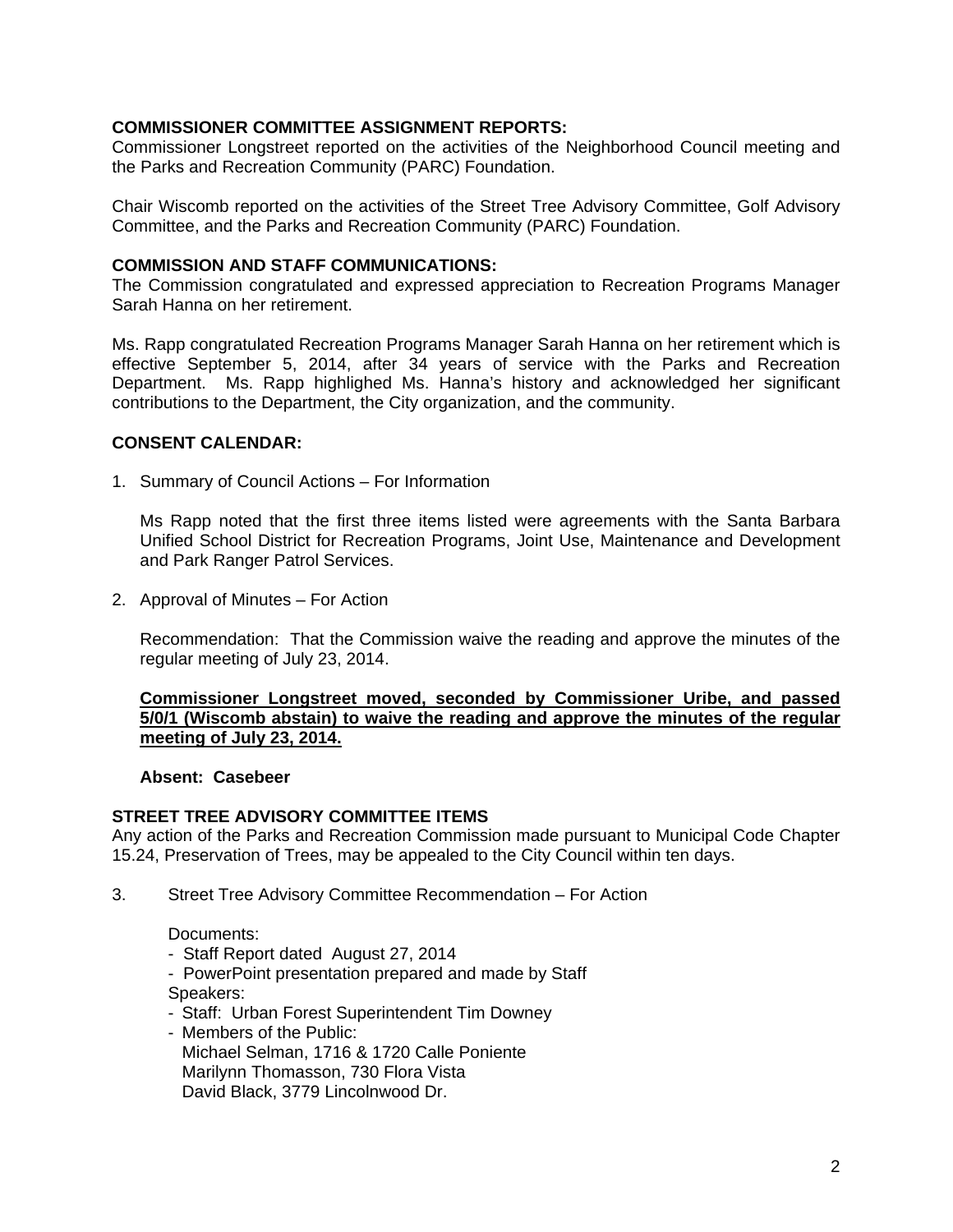**COMMISSIONER COMMITTEE ASSIGNMENT REPORTS:**
Commissioner Longstreet reported on the activities of the Neighborhood Council meeting and the Parks and Recreation Community (PARC) Foundation.

Chair Wiscomb reported on the activities of the Street Tree Advisory Committee, Golf Advisory Committee, and the Parks and Recreation Community (PARC) Foundation.

**COMMISSION AND STAFF COMMUNICATIONS:**
The Commission congratulated and expressed appreciation to Recreation Programs Manager Sarah Hanna on her retirement.

Ms. Rapp congratulated Recreation Programs Manager Sarah Hanna on her retirement which is effective September 5, 2014, after 34 years of service with the Parks and Recreation Department. Ms. Rapp highlighed Ms. Hanna's history and acknowledged her significant contributions to the Department, the City organization, and the community.

**CONSENT CALENDAR:**

1. Summary of Council Actions – For Information

   Ms Rapp noted that the first three items listed were agreements with the Santa Barbara Unified School District for Recreation Programs, Joint Use, Maintenance and Development and Park Ranger Patrol Services.

2. Approval of Minutes – For Action

   Recommendation: That the Commission waive the reading and approve the minutes of the regular meeting of July 23, 2014.

   **Commissioner Longstreet moved, seconded by Commissioner Uribe, and passed 5/0/1 (Wiscomb abstain) to waive the reading and approve the minutes of the regular meeting of July 23, 2014.**

   **Absent: Casebeer**

**STREET TREE ADVISORY COMMITTEE ITEMS**
Any action of the Parks and Recreation Commission made pursuant to Municipal Code Chapter 15.24, Preservation of Trees, may be appealed to the City Council within ten days.

3. Street Tree Advisory Committee Recommendation – For Action

   Documents:
   - Staff Report dated August 27, 2014
   - PowerPoint presentation prepared and made by Staff

   Speakers:
   - Staff: Urban Forest Superintendent Tim Downey
   - Members of the Public:
     Michael Selman, 1716 & 1720 Calle Poniente
     Marilynn Thomasson, 730 Flora Vista
     David Black, 3779 Lincolnwood Dr.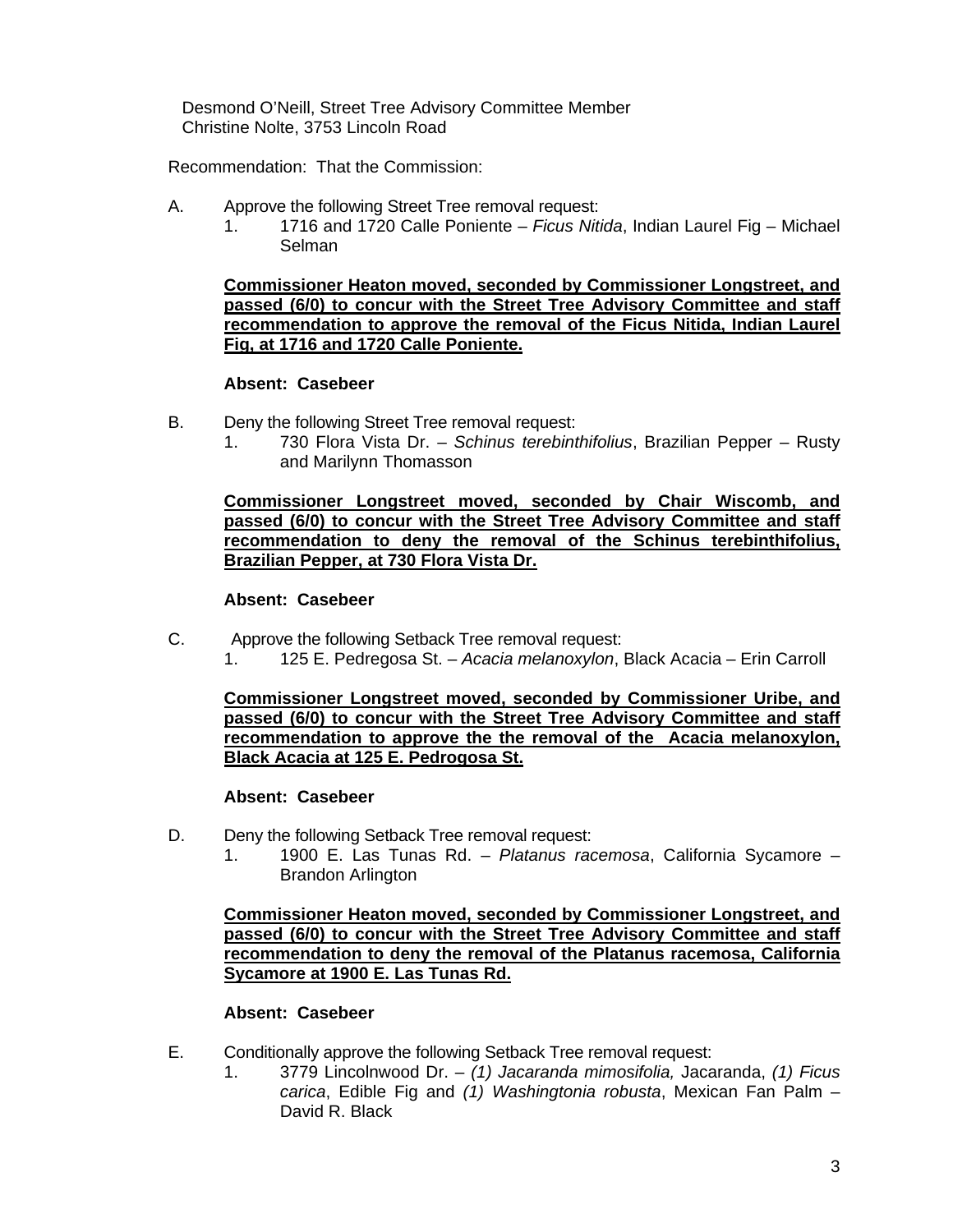Desmond O'Neill, Street Tree Advisory Committee Member
Christine Nolte, 3753 Lincoln Road

Recommendation: That the Commission:

A. Approve the following Street Tree removal request:
   1. 1716 and 1720 Calle Poniente – *Ficus Nitida*, Indian Laurel Fig – Michael Selman

   **Commissioner Heaton moved, seconded by Commissioner Longstreet, and passed (6/0) to concur with the Street Tree Advisory Committee and staff recommendation to approve the removal of the Ficus Nitida, Indian Laurel Fig, at 1716 and 1720 Calle Poniente.**

   **Absent: Casebeer**

B. Deny the following Street Tree removal request:
   1. 730 Flora Vista Dr. – *Schinus terebinthifolius*, Brazilian Pepper – Rusty and Marilynn Thomasson

   **Commissioner Longstreet moved, seconded by Chair Wiscomb, and passed (6/0) to concur with the Street Tree Advisory Committee and staff recommendation to deny the removal of the Schinus terebinthifolius, Brazilian Pepper, at 730 Flora Vista Dr.**

   **Absent: Casebeer**

C. Approve the following Setback Tree removal request:
   1. 125 E. Pedregosa St. – *Acacia melanoxylon*, Black Acacia – Erin Carroll

   **Commissioner Longstreet moved, seconded by Commissioner Uribe, and passed (6/0) to concur with the Street Tree Advisory Committee and staff recommendation to approve the the removal of the Acacia melanoxylon, Black Acacia at 125 E. Pedrogosa St.**

   **Absent: Casebeer**

D. Deny the following Setback Tree removal request:
   1. 1900 E. Las Tunas Rd. – *Platanus racemosa*, California Sycamore – Brandon Arlington

   **Commissioner Heaton moved, seconded by Commissioner Longstreet, and passed (6/0) to concur with the Street Tree Advisory Committee and staff recommendation to deny the removal of the Platanus racemosa, California Sycamore at 1900 E. Las Tunas Rd.**

   **Absent: Casebeer**

E. Conditionally approve the following Setback Tree removal request:
   1. 3779 Lincolnwood Dr. – *(1) Jacaranda mimosifolia,* Jacaranda, *(1) Ficus carica*, Edible Fig and *(1) Washingtonia robusta*, Mexican Fan Palm – David R. Black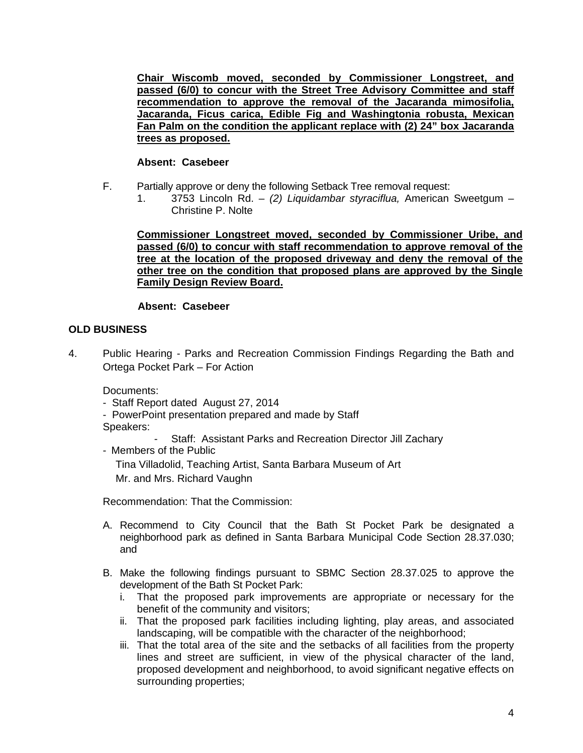**Chair Wiscomb moved, seconded by Commissioner Longstreet, and passed (6/0) to concur with the Street Tree Advisory Committee and staff recommendation to approve the removal of the Jacaranda mimosifolia, Jacaranda, Ficus carica, Edible Fig and Washingtonia robusta, Mexican Fan Palm on the condition the applicant replace with (2) 24" box Jacaranda trees as proposed.**

**Absent: Casebeer**

F. Partially approve or deny the following Setback Tree removal request:
   1. 3753 Lincoln Rd. – *(2) Liquidambar styraciflua,* American Sweetgum – Christine P. Nolte

**Commissioner Longstreet moved, seconded by Commissioner Uribe, and passed (6/0) to concur with staff recommendation to approve removal of the tree at the location of the proposed driveway and deny the removal of the other tree on the condition that proposed plans are approved by the Single Family Design Review Board.**

**Absent: Casebeer**

**OLD BUSINESS**

4. Public Hearing - Parks and Recreation Commission Findings Regarding the Bath and Ortega Pocket Park – For Action

Documents:
- Staff Report dated August 27, 2014
- PowerPoint presentation prepared and made by Staff

Speakers:
- Staff: Assistant Parks and Recreation Director Jill Zachary
- Members of the Public
  Tina Villadolid, Teaching Artist, Santa Barbara Museum of Art
  Mr. and Mrs. Richard Vaughn

Recommendation: That the Commission:

A. Recommend to City Council that the Bath St Pocket Park be designated a neighborhood park as defined in Santa Barbara Municipal Code Section 28.37.030; and

B. Make the following findings pursuant to SBMC Section 28.37.025 to approve the development of the Bath St Pocket Park:
   i. That the proposed park improvements are appropriate or necessary for the benefit of the community and visitors;
   ii. That the proposed park facilities including lighting, play areas, and associated landscaping, will be compatible with the character of the neighborhood;
   iii. That the total area of the site and the setbacks of all facilities from the property lines and street are sufficient, in view of the physical character of the land, proposed development and neighborhood, to avoid significant negative effects on surrounding properties;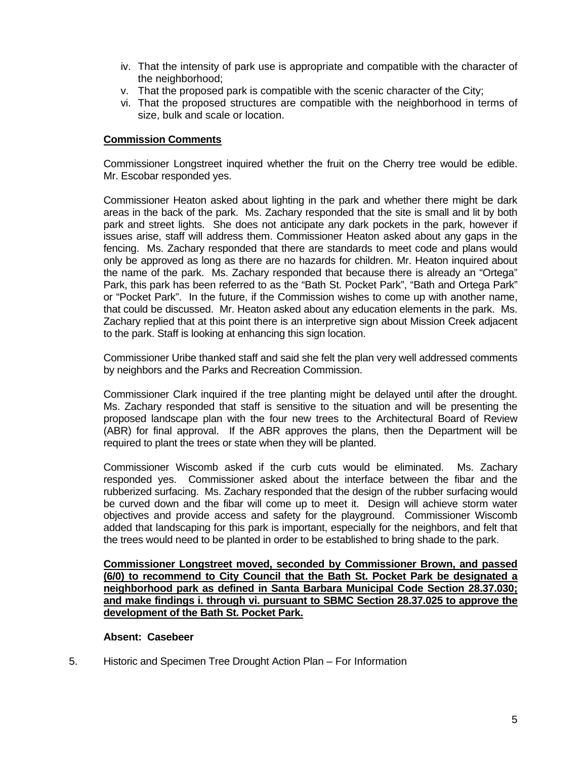iv. That the intensity of park use is appropriate and compatible with the character of the neighborhood;
v. That the proposed park is compatible with the scenic character of the City;
vi. That the proposed structures are compatible with the neighborhood in terms of size, bulk and scale or location.

**<u>Commission Comments</u>**

Commissioner Longstreet inquired whether the fruit on the Cherry tree would be edible. Mr. Escobar responded yes.

Commissioner Heaton asked about lighting in the park and whether there might be dark areas in the back of the park. Ms. Zachary responded that the site is small and lit by both park and street lights. She does not anticipate any dark pockets in the park, however if issues arise, staff will address them. Commissioner Heaton asked about any gaps in the fencing. Ms. Zachary responded that there are standards to meet code and plans would only be approved as long as there are no hazards for children. Mr. Heaton inquired about the name of the park. Ms. Zachary responded that because there is already an "Ortega" Park, this park has been referred to as the "Bath St. Pocket Park", "Bath and Ortega Park" or "Pocket Park". In the future, if the Commission wishes to come up with another name, that could be discussed. Mr. Heaton asked about any education elements in the park. Ms. Zachary replied that at this point there is an interpretive sign about Mission Creek adjacent to the park. Staff is looking at enhancing this sign location.

Commissioner Uribe thanked staff and said she felt the plan very well addressed comments by neighbors and the Parks and Recreation Commission.

Commissioner Clark inquired if the tree planting might be delayed until after the drought. Ms. Zachary responded that staff is sensitive to the situation and will be presenting the proposed landscape plan with the four new trees to the Architectural Board of Review (ABR) for final approval. If the ABR approves the plans, then the Department will be required to plant the trees or state when they will be planted.

Commissioner Wiscomb asked if the curb cuts would be eliminated. Ms. Zachary responded yes. Commissioner asked about the interface between the fibar and the rubberized surfacing. Ms. Zachary responded that the design of the rubber surfacing would be curved down and the fibar will come up to meet it. Design will achieve storm water objectives and provide access and safety for the playground. Commissioner Wiscomb added that landscaping for this park is important, especially for the neighbors, and felt that the trees would need to be planted in order to be established to bring shade to the park.

**<u>Commissioner Longstreet moved, seconded by Commissioner Brown, and passed (6/0) to recommend to City Council that the Bath St. Pocket Park be designated a neighborhood park as defined in Santa Barbara Municipal Code Section 28.37.030; and make findings i. through vi. pursuant to SBMC Section 28.37.025 to approve the development of the Bath St. Pocket Park.</u>**

**Absent: Casebeer**

5. Historic and Specimen Tree Drought Action Plan – For Information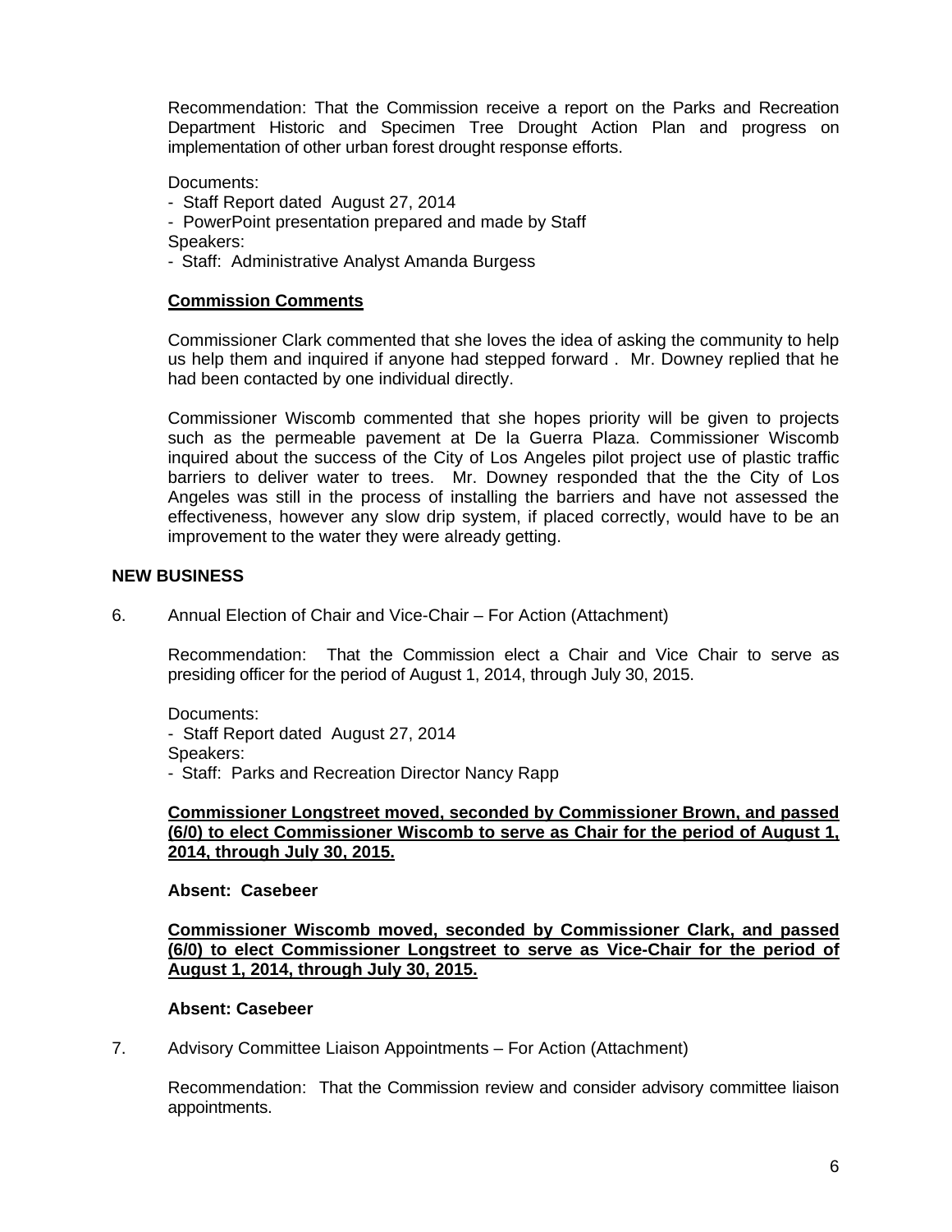Recommendation: That the Commission receive a report on the Parks and Recreation Department Historic and Specimen Tree Drought Action Plan and progress on implementation of other urban forest drought response efforts.

Documents:
- Staff Report dated August 27, 2014
- PowerPoint presentation prepared and made by Staff

Speakers:
- Staff: Administrative Analyst Amanda Burgess

**Commission Comments**

Commissioner Clark commented that she loves the idea of asking the community to help us help them and inquired if anyone had stepped forward . Mr. Downey replied that he had been contacted by one individual directly.

Commissioner Wiscomb commented that she hopes priority will be given to projects such as the permeable pavement at De la Guerra Plaza. Commissioner Wiscomb inquired about the success of the City of Los Angeles pilot project use of plastic traffic barriers to deliver water to trees. Mr. Downey responded that the the City of Los Angeles was still in the process of installing the barriers and have not assessed the effectiveness, however any slow drip system, if placed correctly, would have to be an improvement to the water they were already getting.

## NEW BUSINESS

6. Annual Election of Chair and Vice-Chair – For Action (Attachment)

Recommendation: That the Commission elect a Chair and Vice Chair to serve as presiding officer for the period of August 1, 2014, through July 30, 2015.

Documents:
- Staff Report dated August 27, 2014

Speakers:
- Staff: Parks and Recreation Director Nancy Rapp

**Commissioner Longstreet moved, seconded by Commissioner Brown, and passed (6/0) to elect Commissioner Wiscomb to serve as Chair for the period of August 1, 2014, through July 30, 2015.**

**Absent: Casebeer**

**Commissioner Wiscomb moved, seconded by Commissioner Clark, and passed (6/0) to elect Commissioner Longstreet to serve as Vice-Chair for the period of August 1, 2014, through July 30, 2015.**

**Absent: Casebeer**

7. Advisory Committee Liaison Appointments – For Action (Attachment)

Recommendation: That the Commission review and consider advisory committee liaison appointments.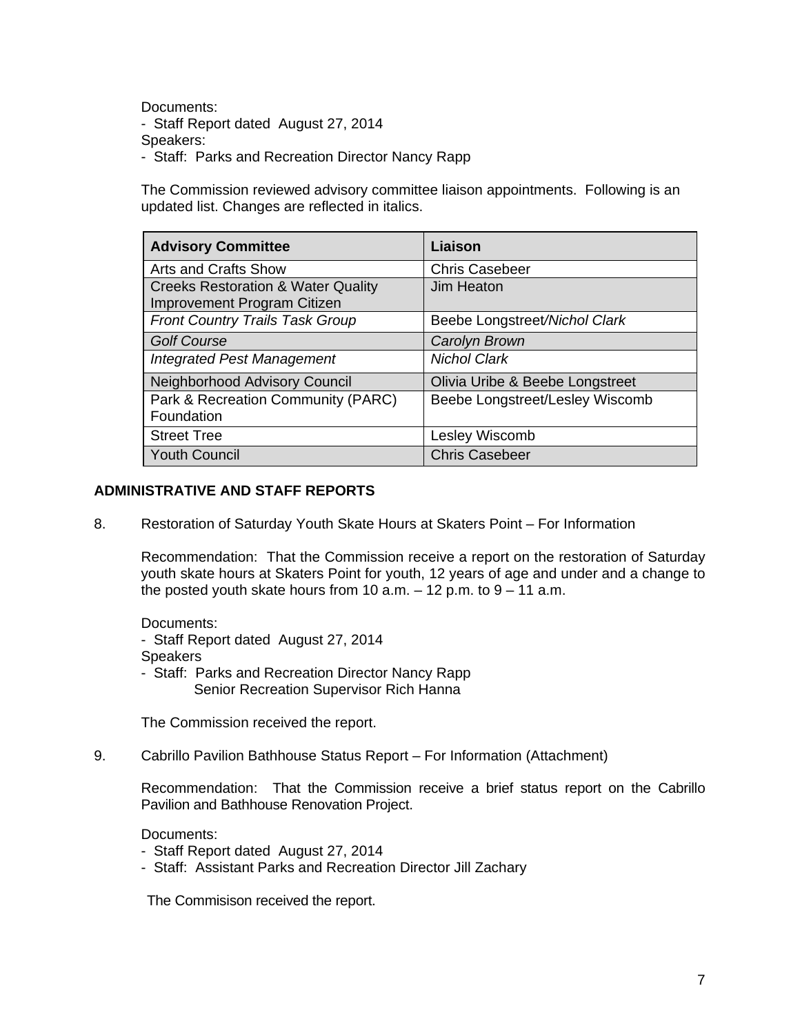Documents:
- Staff Report dated August 27, 2014

Speakers:
- Staff: Parks and Recreation Director Nancy Rapp

The Commission reviewed advisory committee liaison appointments. Following is an updated list. Changes are reflected in italics.

| **Advisory Committee** | **Liaison** |
|---|---|
| Arts and Crafts Show | Chris Casebeer |
| Creeks Restoration & Water Quality Improvement Program Citizen | Jim Heaton |
| *Front Country Trails Task Group* | Beebe Longstreet/*Nichol Clark* |
| *Golf Course* | *Carolyn Brown* |
| *Integrated Pest Management* | *Nichol Clark* |
| Neighborhood Advisory Council | Olivia Uribe & Beebe Longstreet |
| Park & Recreation Community (PARC) Foundation | Beebe Longstreet/Lesley Wiscomb |
| Street Tree | Lesley Wiscomb |
| Youth Council | Chris Casebeer |

**ADMINISTRATIVE AND STAFF REPORTS**

8. Restoration of Saturday Youth Skate Hours at Skaters Point – For Information

   Recommendation: That the Commission receive a report on the restoration of Saturday youth skate hours at Skaters Point for youth, 12 years of age and under and a change to the posted youth skate hours from 10 a.m. – 12 p.m. to 9 – 11 a.m.

   Documents:
   - Staff Report dated August 27, 2014

   Speakers
   - Staff: Parks and Recreation Director Nancy Rapp
     Senior Recreation Supervisor Rich Hanna

   The Commission received the report.

9. Cabrillo Pavilion Bathhouse Status Report – For Information (Attachment)

   Recommendation: That the Commission receive a brief status report on the Cabrillo Pavilion and Bathhouse Renovation Project.

   Documents:
   - Staff Report dated August 27, 2014
   - Staff: Assistant Parks and Recreation Director Jill Zachary

   The Commisison received the report.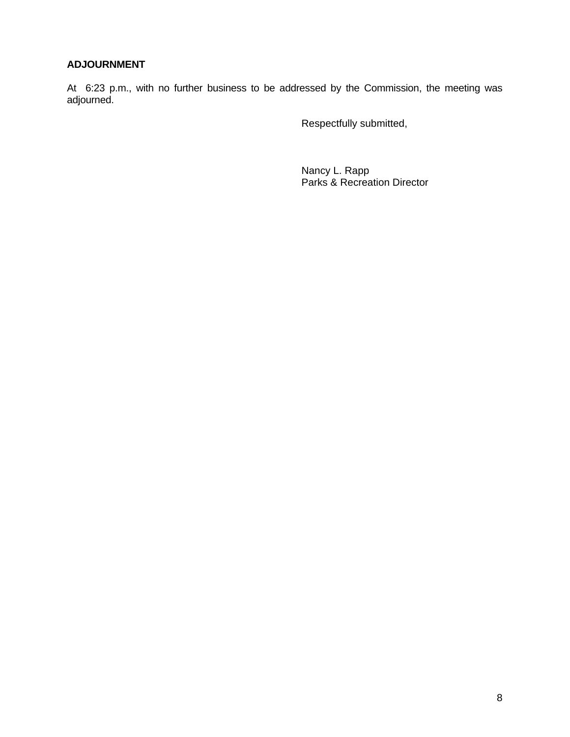**ADJOURNMENT**

At 6:23 p.m., with no further business to be addressed by the Commission, the meeting was adjourned.

Respectfully submitted,

Nancy L. Rapp
Parks & Recreation Director